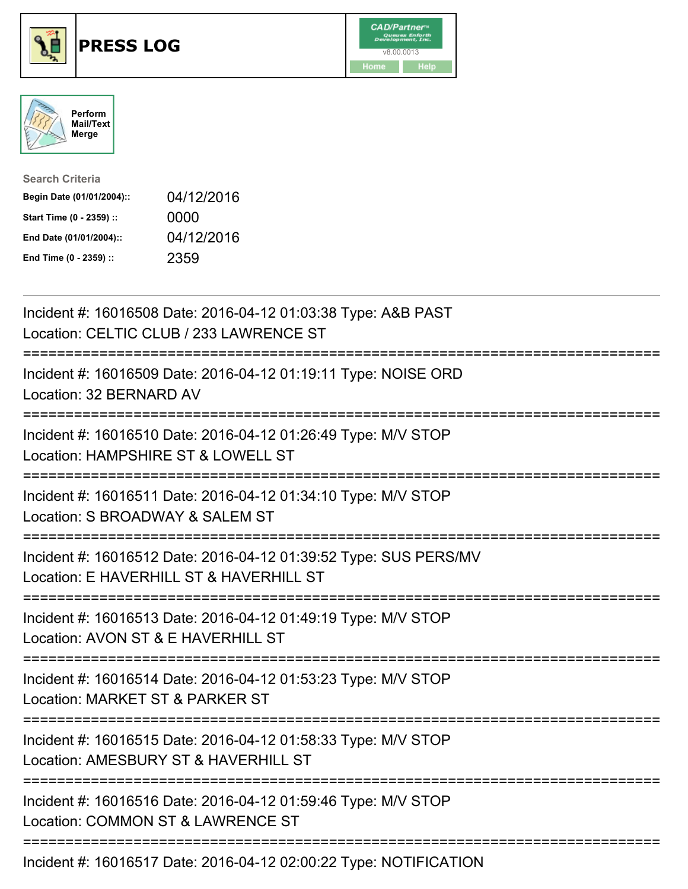# PRESS LOG

CAD/Partner
v8.00.0013
Home Help

Perform Mail/Text Merge

**Search Criteria**

| | |
|---|---|
| **Begin Date (01/01/2004)::** | 04/12/2016 |
| **Start Time (0 - 2359) ::** | 0000 |
| **End Date (01/01/2004)::** | 04/12/2016 |
| **End Time (0 - 2359) ::** | 2359 |

---

Incident #: 16016508 Date: 2016-04-12 01:03:38 Type: A&B PAST
Location: CELTIC CLUB / 233 LAWRENCE ST

===========================================================================

Incident #: 16016509 Date: 2016-04-12 01:19:11 Type: NOISE ORD
Location: 32 BERNARD AV

===========================================================================

Incident #: 16016510 Date: 2016-04-12 01:26:49 Type: M/V STOP
Location: HAMPSHIRE ST & LOWELL ST

===========================================================================

Incident #: 16016511 Date: 2016-04-12 01:34:10 Type: M/V STOP
Location: S BROADWAY & SALEM ST

===========================================================================

Incident #: 16016512 Date: 2016-04-12 01:39:52 Type: SUS PERS/MV
Location: E HAVERHILL ST & HAVERHILL ST

===========================================================================

Incident #: 16016513 Date: 2016-04-12 01:49:19 Type: M/V STOP
Location: AVON ST & E HAVERHILL ST

===========================================================================

Incident #: 16016514 Date: 2016-04-12 01:53:23 Type: M/V STOP
Location: MARKET ST & PARKER ST

===========================================================================

Incident #: 16016515 Date: 2016-04-12 01:58:33 Type: M/V STOP
Location: AMESBURY ST & HAVERHILL ST

===========================================================================

Incident #: 16016516 Date: 2016-04-12 01:59:46 Type: M/V STOP
Location: COMMON ST & LAWRENCE ST

===========================================================================

Incident #: 16016517 Date: 2016-04-12 02:00:22 Type: NOTIFICATION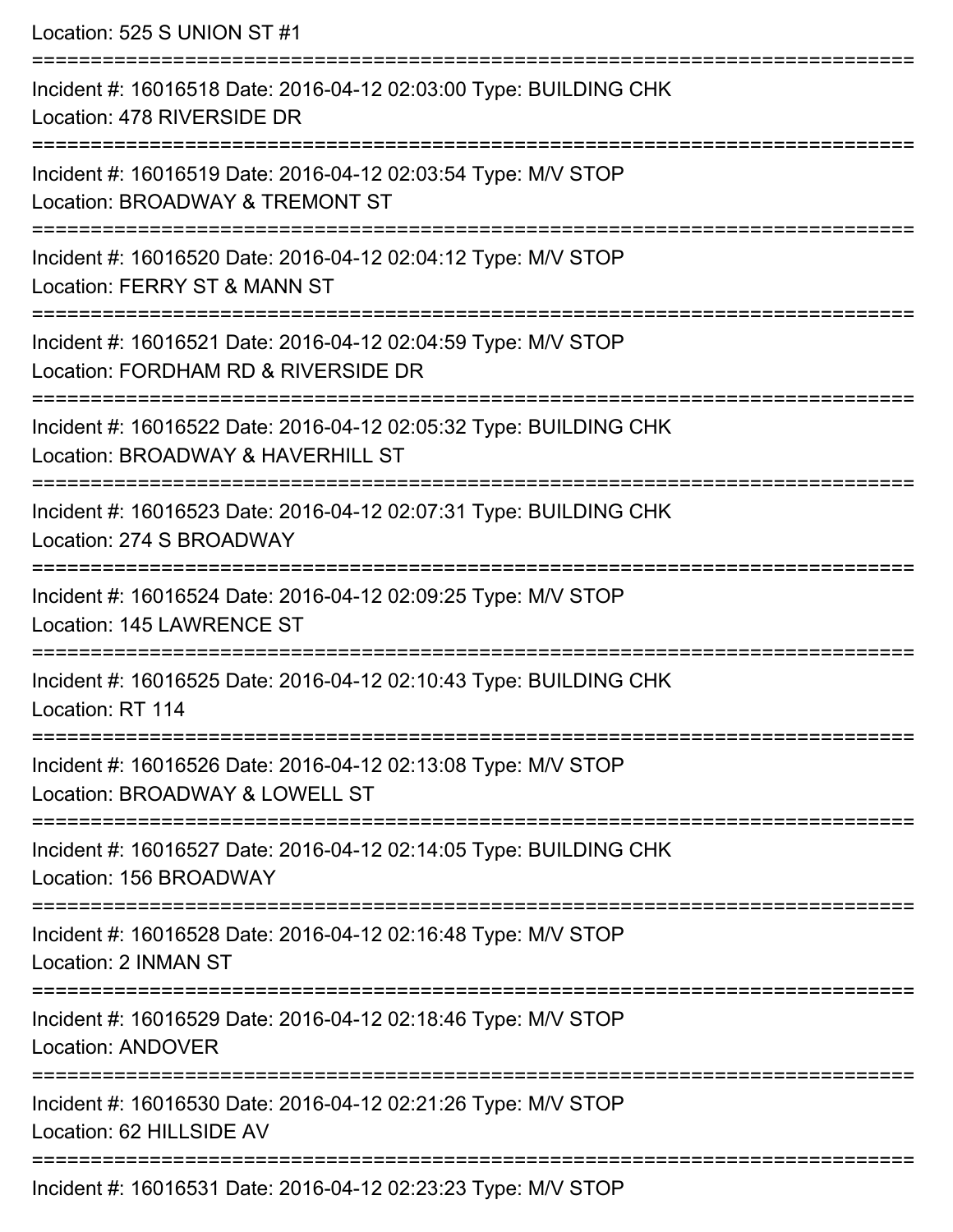Location: 525 S UNION ST #1

===========================================================================

Incident #: 16016518 Date: 2016-04-12 02:03:00 Type: BUILDING CHK
Location: 478 RIVERSIDE DR

===========================================================================

Incident #: 16016519 Date: 2016-04-12 02:03:54 Type: M/V STOP
Location: BROADWAY & TREMONT ST

===========================================================================

Incident #: 16016520 Date: 2016-04-12 02:04:12 Type: M/V STOP
Location: FERRY ST & MANN ST

===========================================================================

Incident #: 16016521 Date: 2016-04-12 02:04:59 Type: M/V STOP
Location: FORDHAM RD & RIVERSIDE DR

===========================================================================

Incident #: 16016522 Date: 2016-04-12 02:05:32 Type: BUILDING CHK
Location: BROADWAY & HAVERHILL ST

===========================================================================

Incident #: 16016523 Date: 2016-04-12 02:07:31 Type: BUILDING CHK
Location: 274 S BROADWAY

===========================================================================

Incident #: 16016524 Date: 2016-04-12 02:09:25 Type: M/V STOP
Location: 145 LAWRENCE ST

===========================================================================

Incident #: 16016525 Date: 2016-04-12 02:10:43 Type: BUILDING CHK
Location: RT 114

===========================================================================

Incident #: 16016526 Date: 2016-04-12 02:13:08 Type: M/V STOP
Location: BROADWAY & LOWELL ST

===========================================================================

Incident #: 16016527 Date: 2016-04-12 02:14:05 Type: BUILDING CHK
Location: 156 BROADWAY

===========================================================================

Incident #: 16016528 Date: 2016-04-12 02:16:48 Type: M/V STOP
Location: 2 INMAN ST

===========================================================================

Incident #: 16016529 Date: 2016-04-12 02:18:46 Type: M/V STOP
Location: ANDOVER

===========================================================================

Incident #: 16016530 Date: 2016-04-12 02:21:26 Type: M/V STOP
Location: 62 HILLSIDE AV

===========================================================================

Incident #: 16016531 Date: 2016-04-12 02:23:23 Type: M/V STOP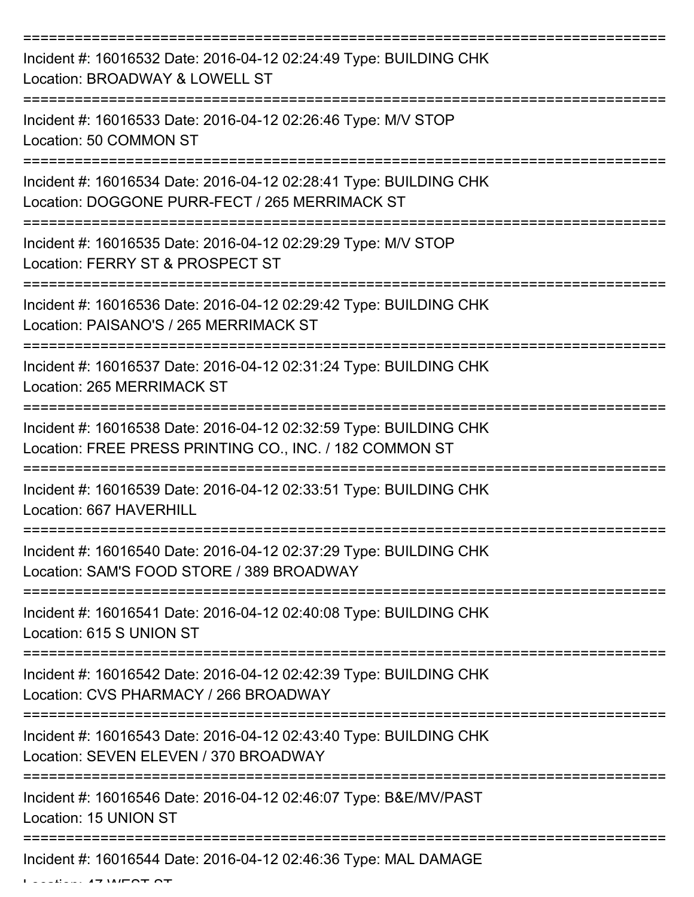===========================================================================

Incident #: 16016532 Date: 2016-04-12 02:24:49 Type: BUILDING CHK
Location: BROADWAY & LOWELL ST

===========================================================================

Incident #: 16016533 Date: 2016-04-12 02:26:46 Type: M/V STOP
Location: 50 COMMON ST

===========================================================================

Incident #: 16016534 Date: 2016-04-12 02:28:41 Type: BUILDING CHK
Location: DOGGONE PURR-FECT / 265 MERRIMACK ST

===========================================================================

Incident #: 16016535 Date: 2016-04-12 02:29:29 Type: M/V STOP
Location: FERRY ST & PROSPECT ST

===========================================================================

Incident #: 16016536 Date: 2016-04-12 02:29:42 Type: BUILDING CHK
Location: PAISANO'S / 265 MERRIMACK ST

===========================================================================

Incident #: 16016537 Date: 2016-04-12 02:31:24 Type: BUILDING CHK
Location: 265 MERRIMACK ST

===========================================================================

Incident #: 16016538 Date: 2016-04-12 02:32:59 Type: BUILDING CHK
Location: FREE PRESS PRINTING CO., INC. / 182 COMMON ST

===========================================================================

Incident #: 16016539 Date: 2016-04-12 02:33:51 Type: BUILDING CHK
Location: 667 HAVERHILL

===========================================================================

Incident #: 16016540 Date: 2016-04-12 02:37:29 Type: BUILDING CHK
Location: SAM'S FOOD STORE / 389 BROADWAY

===========================================================================

Incident #: 16016541 Date: 2016-04-12 02:40:08 Type: BUILDING CHK
Location: 615 S UNION ST

===========================================================================

Incident #: 16016542 Date: 2016-04-12 02:42:39 Type: BUILDING CHK
Location: CVS PHARMACY / 266 BROADWAY

===========================================================================

Incident #: 16016543 Date: 2016-04-12 02:43:40 Type: BUILDING CHK
Location: SEVEN ELEVEN / 370 BROADWAY

===========================================================================

Incident #: 16016546 Date: 2016-04-12 02:46:07 Type: B&E/MV/PAST
Location: 15 UNION ST

===========================================================================

Incident #: 16016544 Date: 2016-04-12 02:46:36 Type: MAL DAMAGE
Location: 47 WEST ST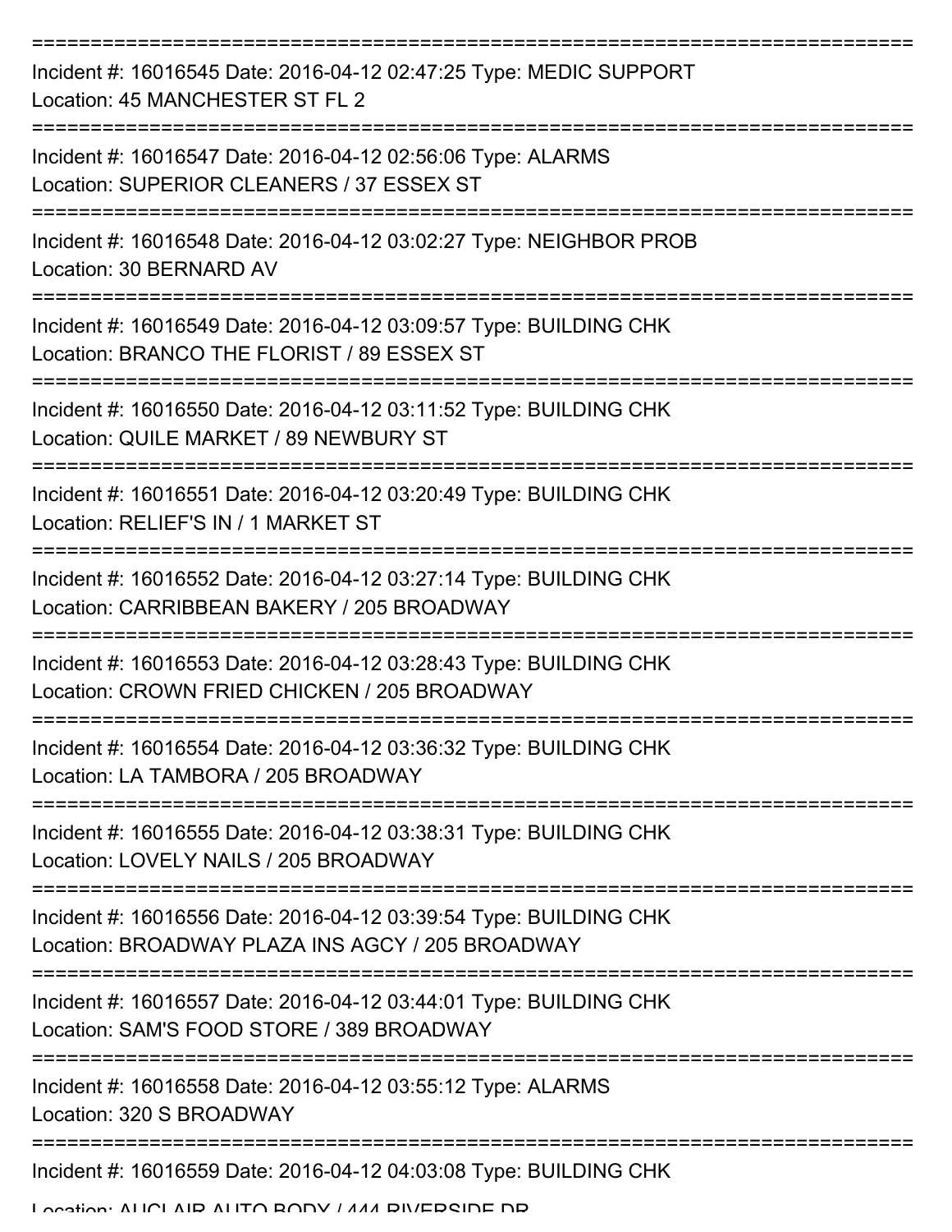===========================================================================

Incident #: 16016545 Date: 2016-04-12 02:47:25 Type: MEDIC SUPPORT
Location: 45 MANCHESTER ST FL 2

===========================================================================

Incident #: 16016547 Date: 2016-04-12 02:56:06 Type: ALARMS
Location: SUPERIOR CLEANERS / 37 ESSEX ST

===========================================================================

Incident #: 16016548 Date: 2016-04-12 03:02:27 Type: NEIGHBOR PROB
Location: 30 BERNARD AV

===========================================================================

Incident #: 16016549 Date: 2016-04-12 03:09:57 Type: BUILDING CHK
Location: BRANCO THE FLORIST / 89 ESSEX ST

===========================================================================

Incident #: 16016550 Date: 2016-04-12 03:11:52 Type: BUILDING CHK
Location: QUILE MARKET / 89 NEWBURY ST

===========================================================================

Incident #: 16016551 Date: 2016-04-12 03:20:49 Type: BUILDING CHK
Location: RELIEF'S IN / 1 MARKET ST

===========================================================================

Incident #: 16016552 Date: 2016-04-12 03:27:14 Type: BUILDING CHK
Location: CARRIBBEAN BAKERY / 205 BROADWAY

===========================================================================

Incident #: 16016553 Date: 2016-04-12 03:28:43 Type: BUILDING CHK
Location: CROWN FRIED CHICKEN / 205 BROADWAY

===========================================================================

Incident #: 16016554 Date: 2016-04-12 03:36:32 Type: BUILDING CHK
Location: LA TAMBORA / 205 BROADWAY

===========================================================================

Incident #: 16016555 Date: 2016-04-12 03:38:31 Type: BUILDING CHK
Location: LOVELY NAILS / 205 BROADWAY

===========================================================================

Incident #: 16016556 Date: 2016-04-12 03:39:54 Type: BUILDING CHK
Location: BROADWAY PLAZA INS AGCY / 205 BROADWAY

===========================================================================

Incident #: 16016557 Date: 2016-04-12 03:44:01 Type: BUILDING CHK
Location: SAM'S FOOD STORE / 389 BROADWAY

===========================================================================

Incident #: 16016558 Date: 2016-04-12 03:55:12 Type: ALARMS
Location: 320 S BROADWAY

===========================================================================

Incident #: 16016559 Date: 2016-04-12 04:03:08 Type: BUILDING CHK
Location: AUCLAIR AUTO BODY / 444 RIVERSIDE DR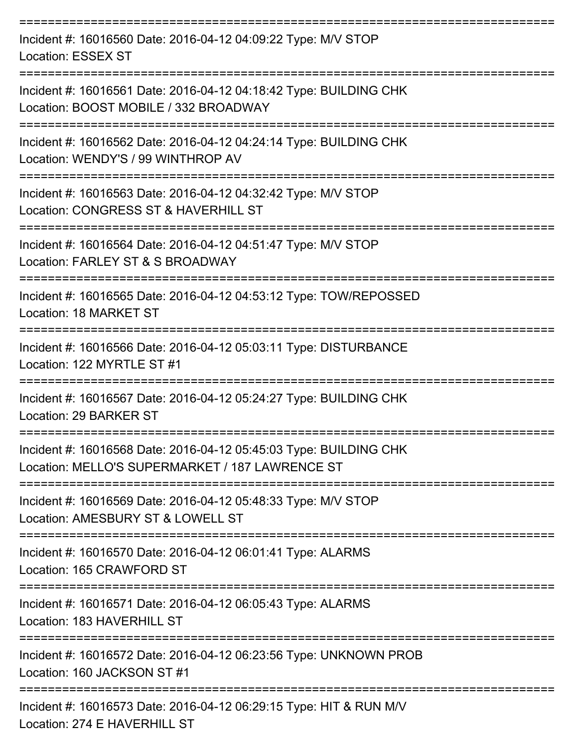===========================================================================

Incident #: 16016560 Date: 2016-04-12 04:09:22 Type: M/V STOP

Location: ESSEX ST

===========================================================================

Incident #: 16016561 Date: 2016-04-12 04:18:42 Type: BUILDING CHK

Location: BOOST MOBILE / 332 BROADWAY

===========================================================================

Incident #: 16016562 Date: 2016-04-12 04:24:14 Type: BUILDING CHK

Location: WENDY'S / 99 WINTHROP AV

===========================================================================

Incident #: 16016563 Date: 2016-04-12 04:32:42 Type: M/V STOP

Location: CONGRESS ST & HAVERHILL ST

===========================================================================

Incident #: 16016564 Date: 2016-04-12 04:51:47 Type: M/V STOP

Location: FARLEY ST & S BROADWAY

===========================================================================

Incident #: 16016565 Date: 2016-04-12 04:53:12 Type: TOW/REPOSSED

Location: 18 MARKET ST

===========================================================================

Incident #: 16016566 Date: 2016-04-12 05:03:11 Type: DISTURBANCE

Location: 122 MYRTLE ST #1

===========================================================================

Incident #: 16016567 Date: 2016-04-12 05:24:27 Type: BUILDING CHK

Location: 29 BARKER ST

===========================================================================

Incident #: 16016568 Date: 2016-04-12 05:45:03 Type: BUILDING CHK

Location: MELLO'S SUPERMARKET / 187 LAWRENCE ST

===========================================================================

Incident #: 16016569 Date: 2016-04-12 05:48:33 Type: M/V STOP

Location: AMESBURY ST & LOWELL ST

===========================================================================

Incident #: 16016570 Date: 2016-04-12 06:01:41 Type: ALARMS

Location: 165 CRAWFORD ST

===========================================================================

Incident #: 16016571 Date: 2016-04-12 06:05:43 Type: ALARMS

Location: 183 HAVERHILL ST

===========================================================================

Incident #: 16016572 Date: 2016-04-12 06:23:56 Type: UNKNOWN PROB

Location: 160 JACKSON ST #1

===========================================================================

Incident #: 16016573 Date: 2016-04-12 06:29:15 Type: HIT & RUN M/V

Location: 274 E HAVERHILL ST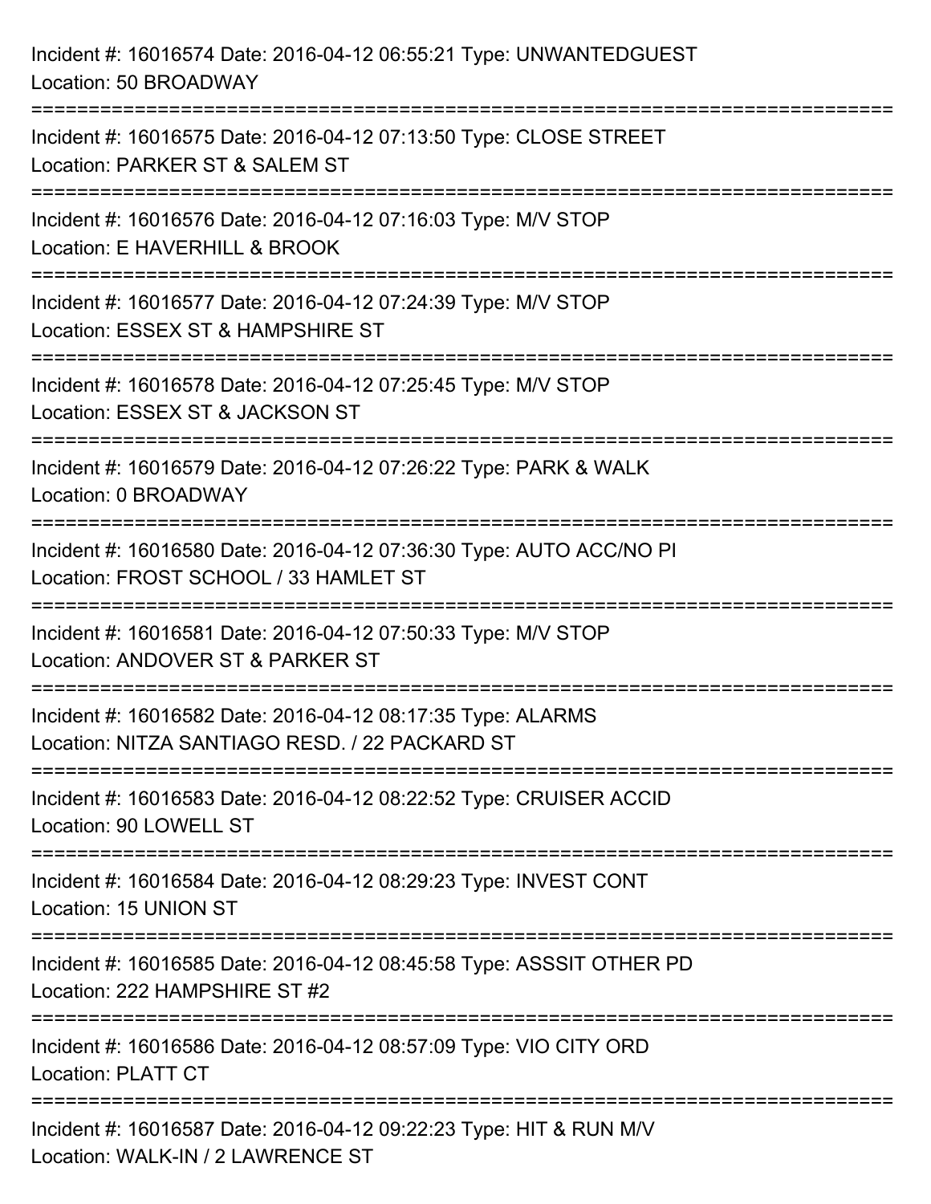Incident #: 16016574 Date: 2016-04-12 06:55:21 Type: UNWANTEDGUEST
Location: 50 BROADWAY

===========================================================================

Incident #: 16016575 Date: 2016-04-12 07:13:50 Type: CLOSE STREET
Location: PARKER ST & SALEM ST

===========================================================================

Incident #: 16016576 Date: 2016-04-12 07:16:03 Type: M/V STOP
Location: E HAVERHILL & BROOK

===========================================================================

Incident #: 16016577 Date: 2016-04-12 07:24:39 Type: M/V STOP
Location: ESSEX ST & HAMPSHIRE ST

===========================================================================

Incident #: 16016578 Date: 2016-04-12 07:25:45 Type: M/V STOP
Location: ESSEX ST & JACKSON ST

===========================================================================

Incident #: 16016579 Date: 2016-04-12 07:26:22 Type: PARK & WALK
Location: 0 BROADWAY

===========================================================================

Incident #: 16016580 Date: 2016-04-12 07:36:30 Type: AUTO ACC/NO PI
Location: FROST SCHOOL / 33 HAMLET ST

===========================================================================

Incident #: 16016581 Date: 2016-04-12 07:50:33 Type: M/V STOP
Location: ANDOVER ST & PARKER ST

===========================================================================

Incident #: 16016582 Date: 2016-04-12 08:17:35 Type: ALARMS
Location: NITZA SANTIAGO RESD. / 22 PACKARD ST

===========================================================================

Incident #: 16016583 Date: 2016-04-12 08:22:52 Type: CRUISER ACCID
Location: 90 LOWELL ST

===========================================================================

Incident #: 16016584 Date: 2016-04-12 08:29:23 Type: INVEST CONT
Location: 15 UNION ST

===========================================================================

Incident #: 16016585 Date: 2016-04-12 08:45:58 Type: ASSSIT OTHER PD
Location: 222 HAMPSHIRE ST #2

===========================================================================

Incident #: 16016586 Date: 2016-04-12 08:57:09 Type: VIO CITY ORD
Location: PLATT CT

===========================================================================

Incident #: 16016587 Date: 2016-04-12 09:22:23 Type: HIT & RUN M/V
Location: WALK-IN / 2 LAWRENCE ST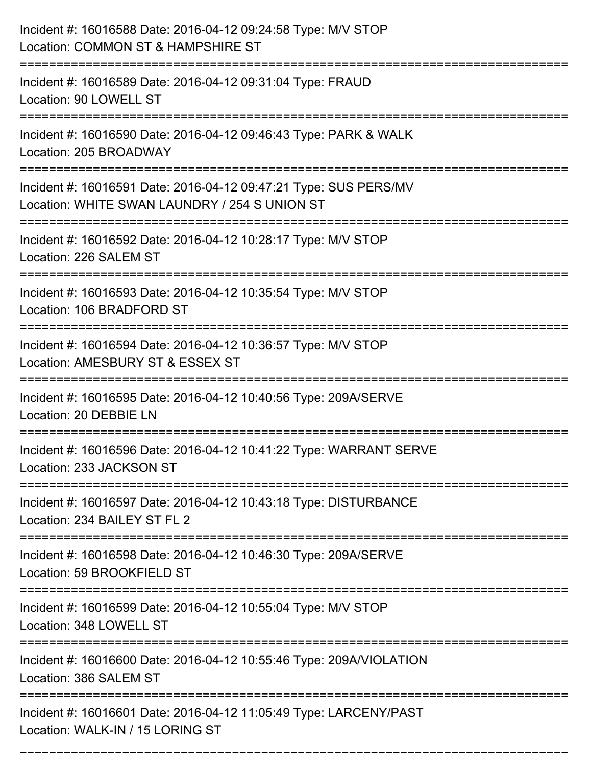Incident #: 16016588 Date: 2016-04-12 09:24:58 Type: M/V STOP
Location: COMMON ST & HAMPSHIRE ST

===========================================================================

Incident #: 16016589 Date: 2016-04-12 09:31:04 Type: FRAUD
Location: 90 LOWELL ST

===========================================================================

Incident #: 16016590 Date: 2016-04-12 09:46:43 Type: PARK & WALK
Location: 205 BROADWAY

===========================================================================

Incident #: 16016591 Date: 2016-04-12 09:47:21 Type: SUS PERS/MV
Location: WHITE SWAN LAUNDRY / 254 S UNION ST

===========================================================================

Incident #: 16016592 Date: 2016-04-12 10:28:17 Type: M/V STOP
Location: 226 SALEM ST

===========================================================================

Incident #: 16016593 Date: 2016-04-12 10:35:54 Type: M/V STOP
Location: 106 BRADFORD ST

===========================================================================

Incident #: 16016594 Date: 2016-04-12 10:36:57 Type: M/V STOP
Location: AMESBURY ST & ESSEX ST

===========================================================================

Incident #: 16016595 Date: 2016-04-12 10:40:56 Type: 209A/SERVE
Location: 20 DEBBIE LN

===========================================================================

Incident #: 16016596 Date: 2016-04-12 10:41:22 Type: WARRANT SERVE
Location: 233 JACKSON ST

===========================================================================

Incident #: 16016597 Date: 2016-04-12 10:43:18 Type: DISTURBANCE
Location: 234 BAILEY ST FL 2

===========================================================================

Incident #: 16016598 Date: 2016-04-12 10:46:30 Type: 209A/SERVE
Location: 59 BROOKFIELD ST

===========================================================================

Incident #: 16016599 Date: 2016-04-12 10:55:04 Type: M/V STOP
Location: 348 LOWELL ST

===========================================================================

Incident #: 16016600 Date: 2016-04-12 10:55:46 Type: 209A/VIOLATION
Location: 386 SALEM ST

===========================================================================

Incident #: 16016601 Date: 2016-04-12 11:05:49 Type: LARCENY/PAST
Location: WALK-IN / 15 LORING ST

===========================================================================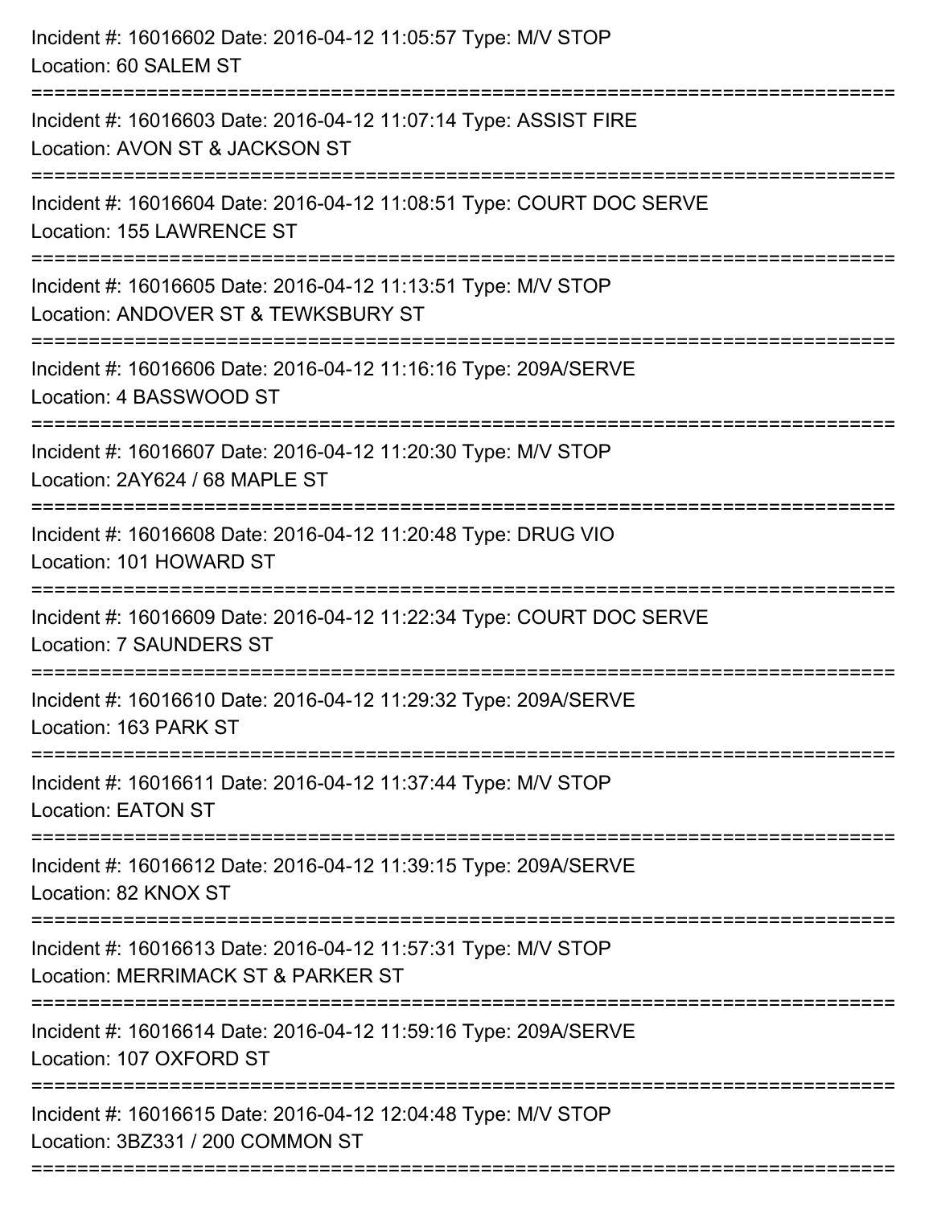Incident #: 16016602 Date: 2016-04-12 11:05:57 Type: M/V STOP
Location: 60 SALEM ST

===========================================================================

Incident #: 16016603 Date: 2016-04-12 11:07:14 Type: ASSIST FIRE
Location: AVON ST & JACKSON ST

===========================================================================

Incident #: 16016604 Date: 2016-04-12 11:08:51 Type: COURT DOC SERVE
Location: 155 LAWRENCE ST

===========================================================================

Incident #: 16016605 Date: 2016-04-12 11:13:51 Type: M/V STOP
Location: ANDOVER ST & TEWKSBURY ST

===========================================================================

Incident #: 16016606 Date: 2016-04-12 11:16:16 Type: 209A/SERVE
Location: 4 BASSWOOD ST

===========================================================================

Incident #: 16016607 Date: 2016-04-12 11:20:30 Type: M/V STOP
Location: 2AY624 / 68 MAPLE ST

===========================================================================

Incident #: 16016608 Date: 2016-04-12 11:20:48 Type: DRUG VIO
Location: 101 HOWARD ST

===========================================================================

Incident #: 16016609 Date: 2016-04-12 11:22:34 Type: COURT DOC SERVE
Location: 7 SAUNDERS ST

===========================================================================

Incident #: 16016610 Date: 2016-04-12 11:29:32 Type: 209A/SERVE
Location: 163 PARK ST

===========================================================================

Incident #: 16016611 Date: 2016-04-12 11:37:44 Type: M/V STOP
Location: EATON ST

===========================================================================

Incident #: 16016612 Date: 2016-04-12 11:39:15 Type: 209A/SERVE
Location: 82 KNOX ST

===========================================================================

Incident #: 16016613 Date: 2016-04-12 11:57:31 Type: M/V STOP
Location: MERRIMACK ST & PARKER ST

===========================================================================

Incident #: 16016614 Date: 2016-04-12 11:59:16 Type: 209A/SERVE
Location: 107 OXFORD ST

===========================================================================

Incident #: 16016615 Date: 2016-04-12 12:04:48 Type: M/V STOP
Location: 3BZ331 / 200 COMMON ST

===========================================================================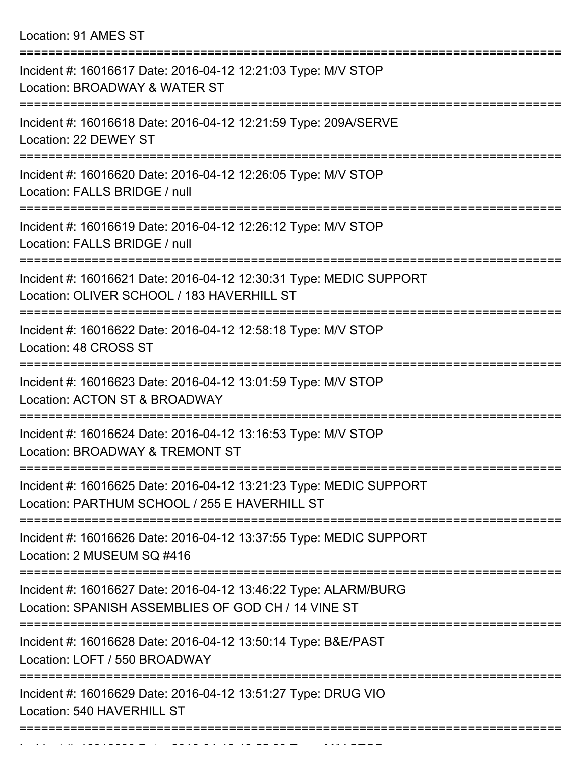Location: 91 AMES ST

===========================================================================

Incident #: 16016617 Date: 2016-04-12 12:21:03 Type: M/V STOP
Location: BROADWAY & WATER ST

===========================================================================

Incident #: 16016618 Date: 2016-04-12 12:21:59 Type: 209A/SERVE
Location: 22 DEWEY ST

===========================================================================

Incident #: 16016620 Date: 2016-04-12 12:26:05 Type: M/V STOP
Location: FALLS BRIDGE / null

===========================================================================

Incident #: 16016619 Date: 2016-04-12 12:26:12 Type: M/V STOP
Location: FALLS BRIDGE / null

===========================================================================

Incident #: 16016621 Date: 2016-04-12 12:30:31 Type: MEDIC SUPPORT
Location: OLIVER SCHOOL / 183 HAVERHILL ST

===========================================================================

Incident #: 16016622 Date: 2016-04-12 12:58:18 Type: M/V STOP
Location: 48 CROSS ST

===========================================================================

Incident #: 16016623 Date: 2016-04-12 13:01:59 Type: M/V STOP
Location: ACTON ST & BROADWAY

===========================================================================

Incident #: 16016624 Date: 2016-04-12 13:16:53 Type: M/V STOP
Location: BROADWAY & TREMONT ST

===========================================================================

Incident #: 16016625 Date: 2016-04-12 13:21:23 Type: MEDIC SUPPORT
Location: PARTHUM SCHOOL / 255 E HAVERHILL ST

===========================================================================

Incident #: 16016626 Date: 2016-04-12 13:37:55 Type: MEDIC SUPPORT
Location: 2 MUSEUM SQ #416

===========================================================================

Incident #: 16016627 Date: 2016-04-12 13:46:22 Type: ALARM/BURG
Location: SPANISH ASSEMBLIES OF GOD CH / 14 VINE ST

===========================================================================

Incident #: 16016628 Date: 2016-04-12 13:50:14 Type: B&E/PAST
Location: LOFT / 550 BROADWAY

===========================================================================

Incident #: 16016629 Date: 2016-04-12 13:51:27 Type: DRUG VIO
Location: 540 HAVERHILL ST

===========================================================================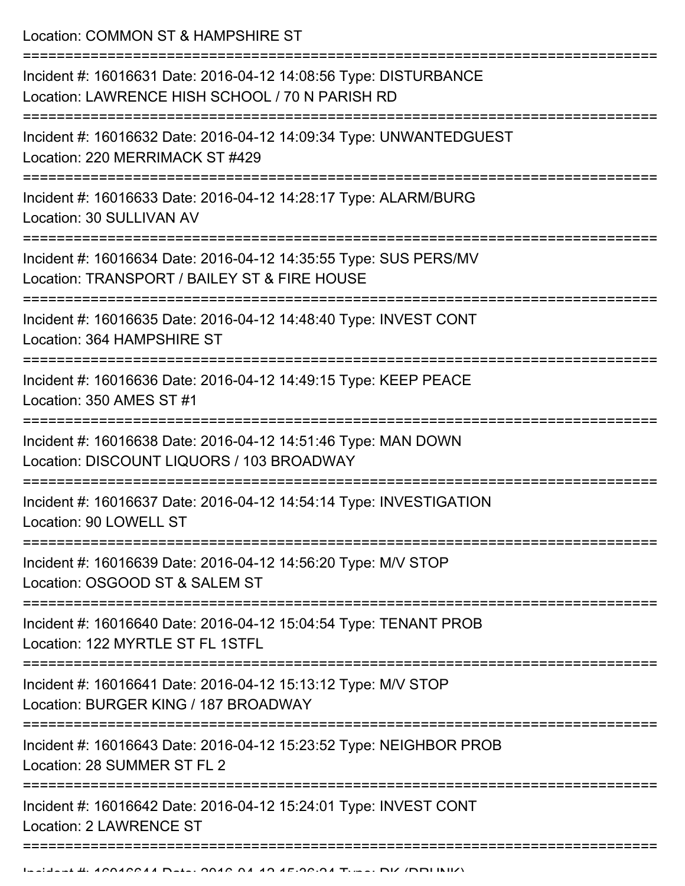Location: COMMON ST & HAMPSHIRE ST

===========================================================================

Incident #: 16016631 Date: 2016-04-12 14:08:56 Type: DISTURBANCE
Location: LAWRENCE HISH SCHOOL / 70 N PARISH RD

===========================================================================

Incident #: 16016632 Date: 2016-04-12 14:09:34 Type: UNWANTEDGUEST
Location: 220 MERRIMACK ST #429

===========================================================================

Incident #: 16016633 Date: 2016-04-12 14:28:17 Type: ALARM/BURG
Location: 30 SULLIVAN AV

===========================================================================

Incident #: 16016634 Date: 2016-04-12 14:35:55 Type: SUS PERS/MV
Location: TRANSPORT / BAILEY ST & FIRE HOUSE

===========================================================================

Incident #: 16016635 Date: 2016-04-12 14:48:40 Type: INVEST CONT
Location: 364 HAMPSHIRE ST

===========================================================================

Incident #: 16016636 Date: 2016-04-12 14:49:15 Type: KEEP PEACE
Location: 350 AMES ST #1

===========================================================================

Incident #: 16016638 Date: 2016-04-12 14:51:46 Type: MAN DOWN
Location: DISCOUNT LIQUORS / 103 BROADWAY

===========================================================================

Incident #: 16016637 Date: 2016-04-12 14:54:14 Type: INVESTIGATION
Location: 90 LOWELL ST

===========================================================================

Incident #: 16016639 Date: 2016-04-12 14:56:20 Type: M/V STOP
Location: OSGOOD ST & SALEM ST

===========================================================================

Incident #: 16016640 Date: 2016-04-12 15:04:54 Type: TENANT PROB
Location: 122 MYRTLE ST FL 1STFL

===========================================================================

Incident #: 16016641 Date: 2016-04-12 15:13:12 Type: M/V STOP
Location: BURGER KING / 187 BROADWAY

===========================================================================

Incident #: 16016643 Date: 2016-04-12 15:23:52 Type: NEIGHBOR PROB
Location: 28 SUMMER ST FL 2

===========================================================================

Incident #: 16016642 Date: 2016-04-12 15:24:01 Type: INVEST CONT
Location: 2 LAWRENCE ST

===========================================================================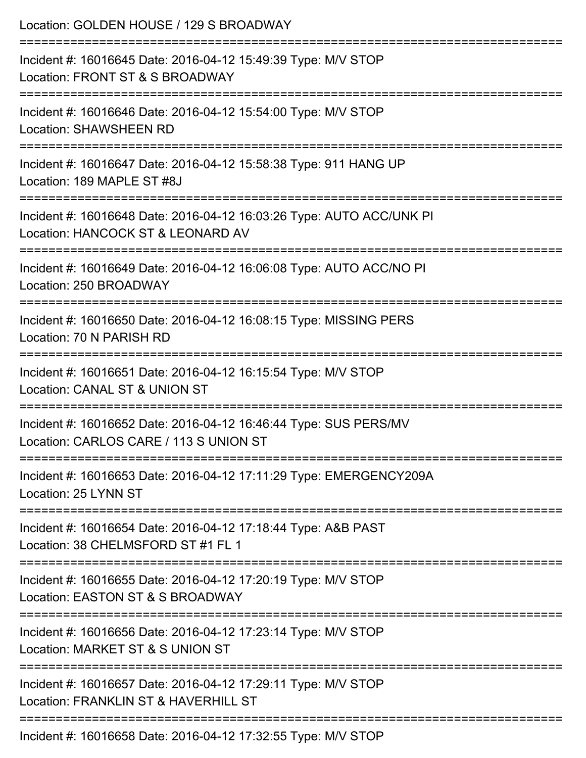Location: GOLDEN HOUSE / 129 S BROADWAY

===========================================================================

Incident #: 16016645 Date: 2016-04-12 15:49:39 Type: M/V STOP
Location: FRONT ST & S BROADWAY

===========================================================================

Incident #: 16016646 Date: 2016-04-12 15:54:00 Type: M/V STOP
Location: SHAWSHEEN RD

===========================================================================

Incident #: 16016647 Date: 2016-04-12 15:58:38 Type: 911 HANG UP
Location: 189 MAPLE ST #8J

===========================================================================

Incident #: 16016648 Date: 2016-04-12 16:03:26 Type: AUTO ACC/UNK PI
Location: HANCOCK ST & LEONARD AV

===========================================================================

Incident #: 16016649 Date: 2016-04-12 16:06:08 Type: AUTO ACC/NO PI
Location: 250 BROADWAY

===========================================================================

Incident #: 16016650 Date: 2016-04-12 16:08:15 Type: MISSING PERS
Location: 70 N PARISH RD

===========================================================================

Incident #: 16016651 Date: 2016-04-12 16:15:54 Type: M/V STOP
Location: CANAL ST & UNION ST

===========================================================================

Incident #: 16016652 Date: 2016-04-12 16:46:44 Type: SUS PERS/MV
Location: CARLOS CARE / 113 S UNION ST

===========================================================================

Incident #: 16016653 Date: 2016-04-12 17:11:29 Type: EMERGENCY209A
Location: 25 LYNN ST

===========================================================================

Incident #: 16016654 Date: 2016-04-12 17:18:44 Type: A&B PAST
Location: 38 CHELMSFORD ST #1 FL 1

===========================================================================

Incident #: 16016655 Date: 2016-04-12 17:20:19 Type: M/V STOP
Location: EASTON ST & S BROADWAY

===========================================================================

Incident #: 16016656 Date: 2016-04-12 17:23:14 Type: M/V STOP
Location: MARKET ST & S UNION ST

===========================================================================

Incident #: 16016657 Date: 2016-04-12 17:29:11 Type: M/V STOP
Location: FRANKLIN ST & HAVERHILL ST

===========================================================================

Incident #: 16016658 Date: 2016-04-12 17:32:55 Type: M/V STOP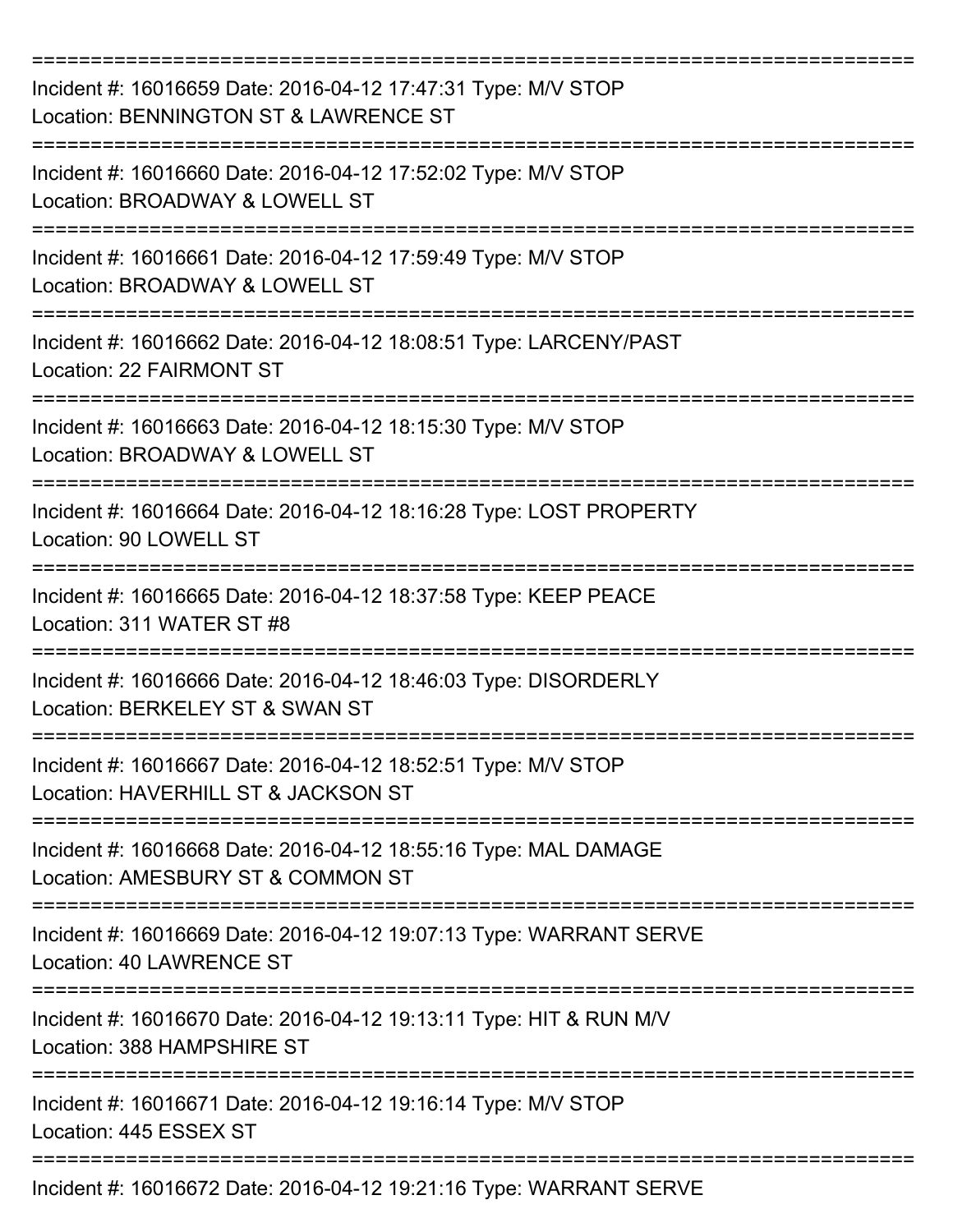===========================================================================

Incident #: 16016659 Date: 2016-04-12 17:47:31 Type: M/V STOP
Location: BENNINGTON ST & LAWRENCE ST

===========================================================================

Incident #: 16016660 Date: 2016-04-12 17:52:02 Type: M/V STOP
Location: BROADWAY & LOWELL ST

===========================================================================

Incident #: 16016661 Date: 2016-04-12 17:59:49 Type: M/V STOP
Location: BROADWAY & LOWELL ST

===========================================================================

Incident #: 16016662 Date: 2016-04-12 18:08:51 Type: LARCENY/PAST
Location: 22 FAIRMONT ST

===========================================================================

Incident #: 16016663 Date: 2016-04-12 18:15:30 Type: M/V STOP
Location: BROADWAY & LOWELL ST

===========================================================================

Incident #: 16016664 Date: 2016-04-12 18:16:28 Type: LOST PROPERTY
Location: 90 LOWELL ST

===========================================================================

Incident #: 16016665 Date: 2016-04-12 18:37:58 Type: KEEP PEACE
Location: 311 WATER ST #8

===========================================================================

Incident #: 16016666 Date: 2016-04-12 18:46:03 Type: DISORDERLY
Location: BERKELEY ST & SWAN ST

===========================================================================

Incident #: 16016667 Date: 2016-04-12 18:52:51 Type: M/V STOP
Location: HAVERHILL ST & JACKSON ST

===========================================================================

Incident #: 16016668 Date: 2016-04-12 18:55:16 Type: MAL DAMAGE
Location: AMESBURY ST & COMMON ST

===========================================================================

Incident #: 16016669 Date: 2016-04-12 19:07:13 Type: WARRANT SERVE
Location: 40 LAWRENCE ST

===========================================================================

Incident #: 16016670 Date: 2016-04-12 19:13:11 Type: HIT & RUN M/V
Location: 388 HAMPSHIRE ST

===========================================================================

Incident #: 16016671 Date: 2016-04-12 19:16:14 Type: M/V STOP
Location: 445 ESSEX ST

===========================================================================

Incident #: 16016672 Date: 2016-04-12 19:21:16 Type: WARRANT SERVE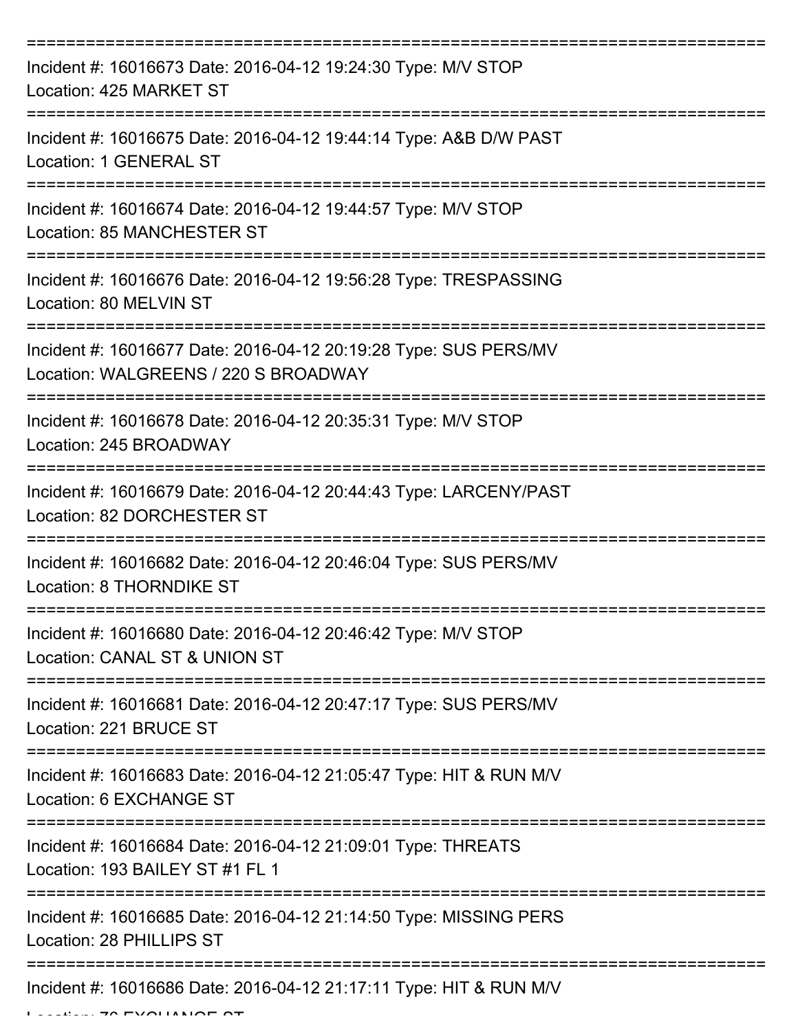===========================================================================
Incident #: 16016673 Date: 2016-04-12 19:24:30 Type: M/V STOP
Location: 425 MARKET ST
===========================================================================
Incident #: 16016675 Date: 2016-04-12 19:44:14 Type: A&B D/W PAST
Location: 1 GENERAL ST
===========================================================================
Incident #: 16016674 Date: 2016-04-12 19:44:57 Type: M/V STOP
Location: 85 MANCHESTER ST
===========================================================================
Incident #: 16016676 Date: 2016-04-12 19:56:28 Type: TRESPASSING
Location: 80 MELVIN ST
===========================================================================
Incident #: 16016677 Date: 2016-04-12 20:19:28 Type: SUS PERS/MV
Location: WALGREENS / 220 S BROADWAY
===========================================================================
Incident #: 16016678 Date: 2016-04-12 20:35:31 Type: M/V STOP
Location: 245 BROADWAY
===========================================================================
Incident #: 16016679 Date: 2016-04-12 20:44:43 Type: LARCENY/PAST
Location: 82 DORCHESTER ST
===========================================================================
Incident #: 16016682 Date: 2016-04-12 20:46:04 Type: SUS PERS/MV
Location: 8 THORNDIKE ST
===========================================================================
Incident #: 16016680 Date: 2016-04-12 20:46:42 Type: M/V STOP
Location: CANAL ST & UNION ST
===========================================================================
Incident #: 16016681 Date: 2016-04-12 20:47:17 Type: SUS PERS/MV
Location: 221 BRUCE ST
===========================================================================
Incident #: 16016683 Date: 2016-04-12 21:05:47 Type: HIT & RUN M/V
Location: 6 EXCHANGE ST
===========================================================================
Incident #: 16016684 Date: 2016-04-12 21:09:01 Type: THREATS
Location: 193 BAILEY ST #1 FL 1
===========================================================================
Incident #: 16016685 Date: 2016-04-12 21:14:50 Type: MISSING PERS
Location: 28 PHILLIPS ST
===========================================================================
Incident #: 16016686 Date: 2016-04-12 21:17:11 Type: HIT & RUN M/V
Location: 76 EXCHANGE ST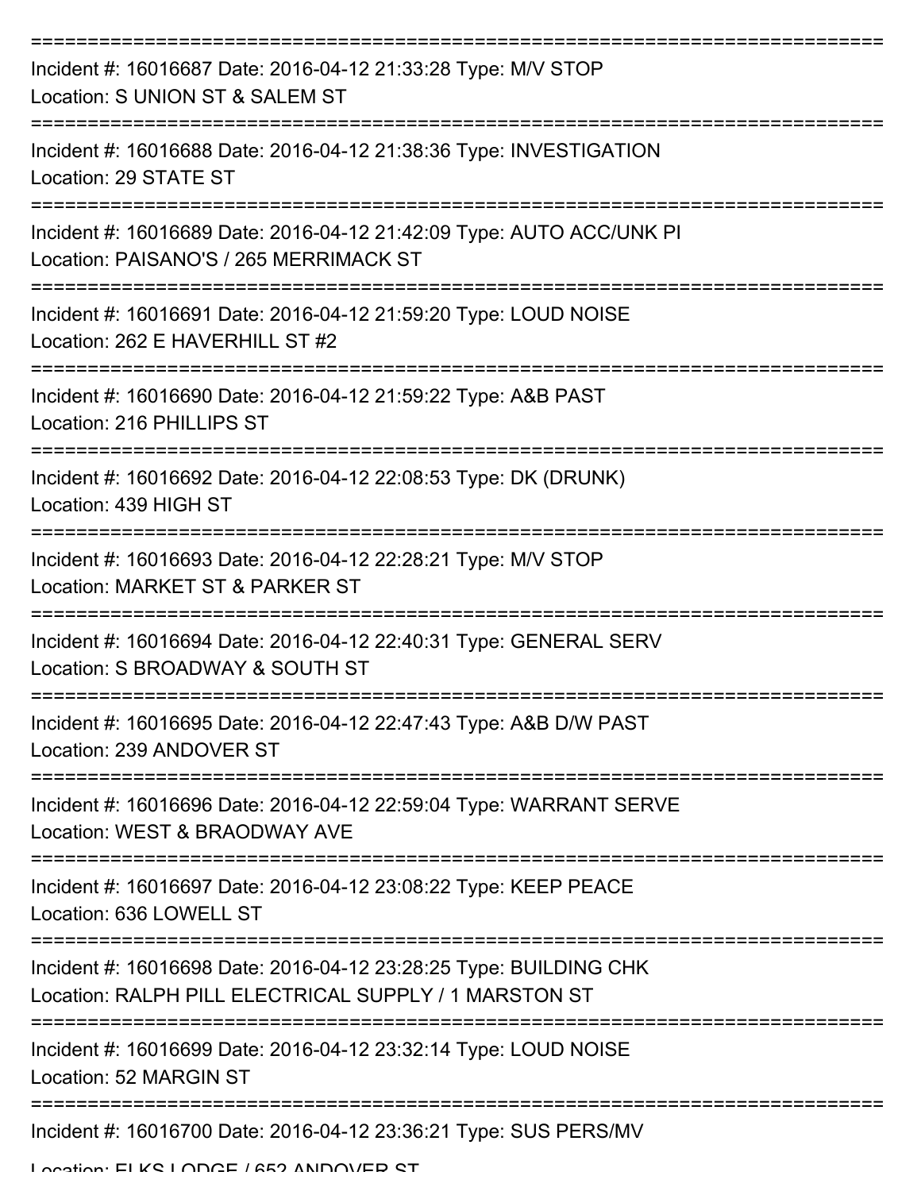===========================================================================

Incident #: 16016687 Date: 2016-04-12 21:33:28 Type: M/V STOP
Location: S UNION ST & SALEM ST

===========================================================================

Incident #: 16016688 Date: 2016-04-12 21:38:36 Type: INVESTIGATION
Location: 29 STATE ST

===========================================================================

Incident #: 16016689 Date: 2016-04-12 21:42:09 Type: AUTO ACC/UNK PI
Location: PAISANO'S / 265 MERRIMACK ST

===========================================================================

Incident #: 16016691 Date: 2016-04-12 21:59:20 Type: LOUD NOISE
Location: 262 E HAVERHILL ST #2

===========================================================================

Incident #: 16016690 Date: 2016-04-12 21:59:22 Type: A&B PAST
Location: 216 PHILLIPS ST

===========================================================================

Incident #: 16016692 Date: 2016-04-12 22:08:53 Type: DK (DRUNK)
Location: 439 HIGH ST

===========================================================================

Incident #: 16016693 Date: 2016-04-12 22:28:21 Type: M/V STOP
Location: MARKET ST & PARKER ST

===========================================================================

Incident #: 16016694 Date: 2016-04-12 22:40:31 Type: GENERAL SERV
Location: S BROADWAY & SOUTH ST

===========================================================================

Incident #: 16016695 Date: 2016-04-12 22:47:43 Type: A&B D/W PAST
Location: 239 ANDOVER ST

===========================================================================

Incident #: 16016696 Date: 2016-04-12 22:59:04 Type: WARRANT SERVE
Location: WEST & BRAODWAY AVE

===========================================================================

Incident #: 16016697 Date: 2016-04-12 23:08:22 Type: KEEP PEACE
Location: 636 LOWELL ST

===========================================================================

Incident #: 16016698 Date: 2016-04-12 23:28:25 Type: BUILDING CHK
Location: RALPH PILL ELECTRICAL SUPPLY / 1 MARSTON ST

===========================================================================

Incident #: 16016699 Date: 2016-04-12 23:32:14 Type: LOUD NOISE
Location: 52 MARGIN ST

===========================================================================

Incident #: 16016700 Date: 2016-04-12 23:36:21 Type: SUS PERS/MV
Location: ELKS LODGE / 652 ANDOVER ST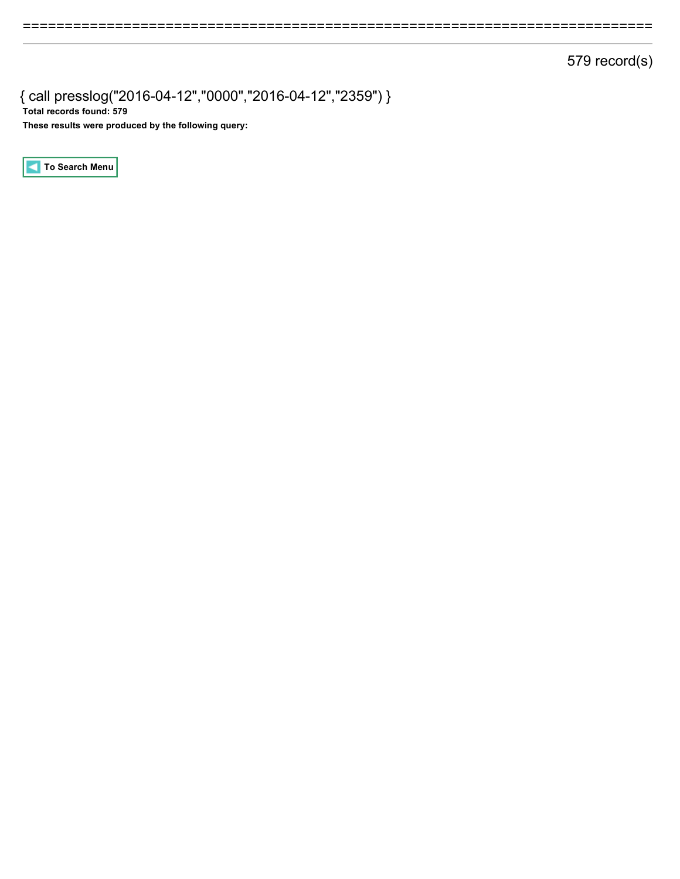================================================================================

579 record(s)

{ call presslog("2016-04-12","0000","2016-04-12","2359") }

**Total records found: 579**

**These results were produced by the following query:**

**To Search Menu**